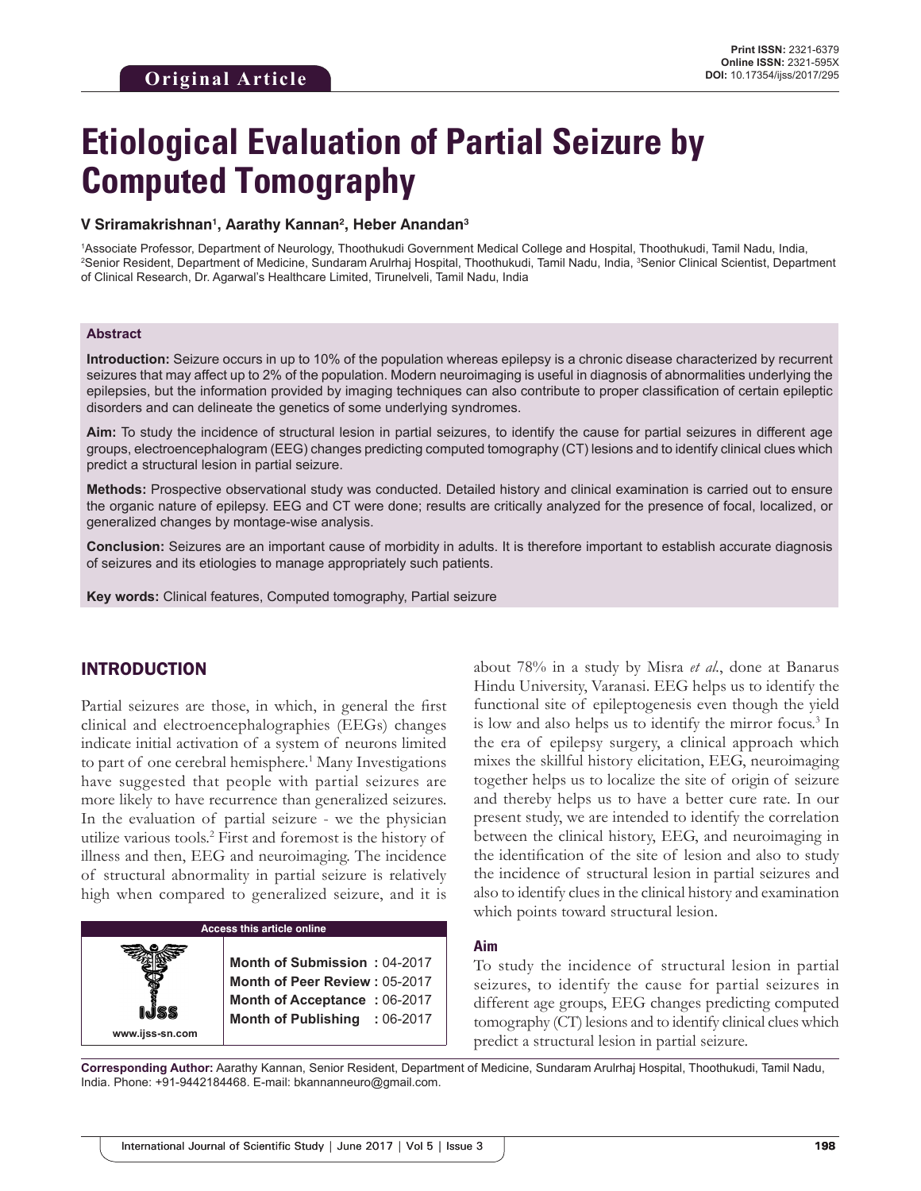Original Article

Print ISSN: 2321-6379
Online ISSN: 2321-595X
DOI: 10.17354/ijss/2017/295

# Etiological Evaluation of Partial Seizure by Computed Tomography

**V Sriramakrishnan[1], Aarathy Kannan[2], Heber Anandan[3]**

[1]Associate Professor, Department of Neurology, Thoothukudi Government Medical College and Hospital, Thoothukudi, Tamil Nadu, India, [2]Senior Resident, Department of Medicine, Sundaram Arulrhaj Hospital, Thoothukudi, Tamil Nadu, India, [3]Senior Clinical Scientist, Department of Clinical Research, Dr. Agarwal's Healthcare Limited, Tirunelveli, Tamil Nadu, India

### Abstract

**Introduction:** Seizure occurs in up to 10% of the population whereas epilepsy is a chronic disease characterized by recurrent seizures that may affect up to 2% of the population. Modern neuroimaging is useful in diagnosis of abnormalities underlying the epilepsies, but the information provided by imaging techniques can also contribute to proper classification of certain epileptic disorders and can delineate the genetics of some underlying syndromes.

**Aim:** To study the incidence of structural lesion in partial seizures, to identify the cause for partial seizures in different age groups, electroencephalogram (EEG) changes predicting computed tomography (CT) lesions and to identify clinical clues which predict a structural lesion in partial seizure.

**Methods:** Prospective observational study was conducted. Detailed history and clinical examination is carried out to ensure the organic nature of epilepsy. EEG and CT were done; results are critically analyzed for the presence of focal, localized, or generalized changes by montage-wise analysis.

**Conclusion:** Seizures are an important cause of morbidity in adults. It is therefore important to establish accurate diagnosis of seizures and its etiologies to manage appropriately such patients.

**Key words:** Clinical features, Computed tomography, Partial seizure

## INTRODUCTION

Partial seizures are those, in which, in general the first clinical and electroencephalographies (EEGs) changes indicate initial activation of a system of neurons limited to part of one cerebral hemisphere.[1] Many Investigations have suggested that people with partial seizures are more likely to have recurrence than generalized seizures. In the evaluation of partial seizure - we the physician utilize various tools.[2] First and foremost is the history of illness and then, EEG and neuroimaging. The incidence of structural abnormality in partial seizure is relatively high when compared to generalized seizure, and it is about 78% in a study by Misra *et al.*, done at Banarus Hindu University, Varanasi. EEG helps us to identify the functional site of epileptogenesis even though the yield is low and also helps us to identify the mirror focus.[3] In the era of epilepsy surgery, a clinical approach which mixes the skillful history elicitation, EEG, neuroimaging together helps us to localize the site of origin of seizure and thereby helps us to have a better cure rate. In our present study, we are intended to identify the correlation between the clinical history, EEG, and neuroimaging in the identification of the site of lesion and also to study the incidence of structural lesion in partial seizures and also to identify clues in the clinical history and examination which points toward structural lesion.

| Access this article online | |
|---|---|
| www.ijss-sn.com | **Month of Submission :** 04-2017<br>**Month of Peer Review :** 05-2017<br>**Month of Acceptance :** 06-2017<br>**Month of Publishing :** 06-2017 |

### Aim

To study the incidence of structural lesion in partial seizures, to identify the cause for partial seizures in different age groups, EEG changes predicting computed tomography (CT) lesions and to identify clinical clues which predict a structural lesion in partial seizure.

**Corresponding Author:** Aarathy Kannan, Senior Resident, Department of Medicine, Sundaram Arulrhaj Hospital, Thoothukudi, Tamil Nadu, India. Phone: +91-9442184468. E-mail: bkannanneuro@gmail.com.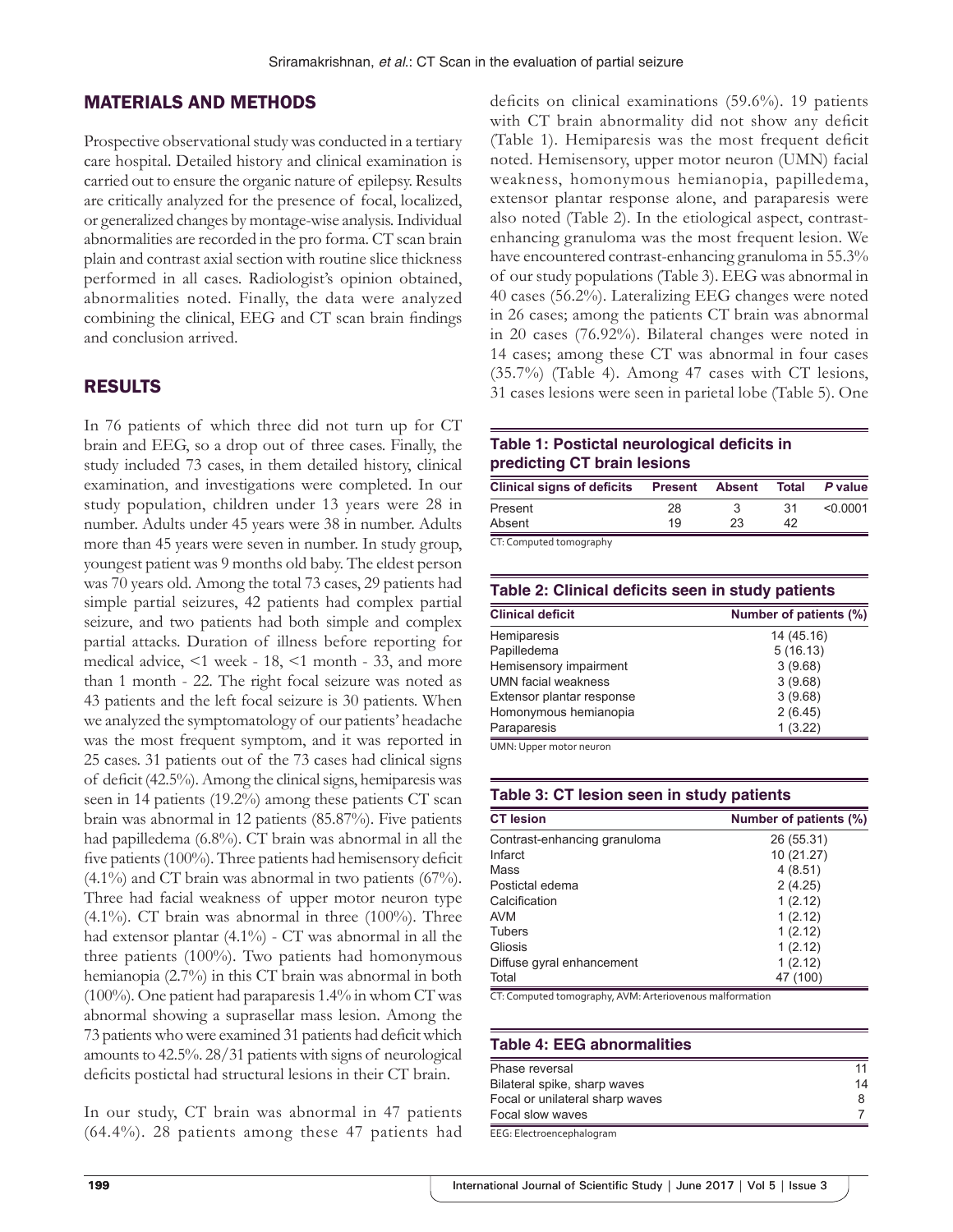## MATERIALS AND METHODS

Prospective observational study was conducted in a tertiary care hospital. Detailed history and clinical examination is carried out to ensure the organic nature of epilepsy. Results are critically analyzed for the presence of focal, localized, or generalized changes by montage-wise analysis. Individual abnormalities are recorded in the pro forma. CT scan brain plain and contrast axial section with routine slice thickness performed in all cases. Radiologist's opinion obtained, abnormalities noted. Finally, the data were analyzed combining the clinical, EEG and CT scan brain findings and conclusion arrived.

## RESULTS

In 76 patients of which three did not turn up for CT brain and EEG, so a drop out of three cases. Finally, the study included 73 cases, in them detailed history, clinical examination, and investigations were completed. In our study population, children under 13 years were 28 in number. Adults under 45 years were 38 in number. Adults more than 45 years were seven in number. In study group, youngest patient was 9 months old baby. The eldest person was 70 years old. Among the total 73 cases, 29 patients had simple partial seizures, 42 patients had complex partial seizure, and two patients had both simple and complex partial attacks. Duration of illness before reporting for medical advice, <1 week - 18, <1 month - 33, and more than 1 month - 22. The right focal seizure was noted as 43 patients and the left focal seizure is 30 patients. When we analyzed the symptomatology of our patients' headache was the most frequent symptom, and it was reported in 25 cases. 31 patients out of the 73 cases had clinical signs of deficit (42.5%). Among the clinical signs, hemiparesis was seen in 14 patients (19.2%) among these patients CT scan brain was abnormal in 12 patients (85.87%). Five patients had papilledema (6.8%). CT brain was abnormal in all the five patients (100%). Three patients had hemisensory deficit (4.1%) and CT brain was abnormal in two patients (67%). Three had facial weakness of upper motor neuron type (4.1%). CT brain was abnormal in three (100%). Three had extensor plantar (4.1%) - CT was abnormal in all the three patients (100%). Two patients had homonymous hemianopia (2.7%) in this CT brain was abnormal in both (100%). One patient had paraparesis 1.4% in whom CT was abnormal showing a suprasellar mass lesion. Among the 73 patients who were examined 31 patients had deficit which amounts to 42.5%. 28/31 patients with signs of neurological deficits postictal had structural lesions in their CT brain.

In our study, CT brain was abnormal in 47 patients (64.4%). 28 patients among these 47 patients had deficits on clinical examinations (59.6%). 19 patients with CT brain abnormality did not show any deficit (Table 1). Hemiparesis was the most frequent deficit noted. Hemisensory, upper motor neuron (UMN) facial weakness, homonymous hemianopia, papilledema, extensor plantar response alone, and paraparesis were also noted (Table 2). In the etiological aspect, contrast-enhancing granuloma was the most frequent lesion. We have encountered contrast-enhancing granuloma in 55.3% of our study populations (Table 3). EEG was abnormal in 40 cases (56.2%). Lateralizing EEG changes were noted in 26 cases; among the patients CT brain was abnormal in 20 cases (76.92%). Bilateral changes were noted in 14 cases; among these CT was abnormal in four cases (35.7%) (Table 4). Among 47 cases with CT lesions, 31 cases lesions were seen in parietal lobe (Table 5). One

**Table 1: Postictal neurological deficits in predicting CT brain lesions**

| Clinical signs of deficits | Present | Absent | Total | *P* value |
|---|---|---|---|---|
| Present | 28 | 3 | 31 | <0.0001 |
| Absent | 19 | 23 | 42 | |

CT: Computed tomography

**Table 2: Clinical deficits seen in study patients**

| Clinical deficit | Number of patients (%) |
|---|---|
| Hemiparesis | 14 (45.16) |
| Papilledema | 5 (16.13) |
| Hemisensory impairment | 3 (9.68) |
| UMN facial weakness | 3 (9.68) |
| Extensor plantar response | 3 (9.68) |
| Homonymous hemianopia | 2 (6.45) |
| Paraparesis | 1 (3.22) |

UMN: Upper motor neuron

**Table 3: CT lesion seen in study patients**

| CT lesion | Number of patients (%) |
|---|---|
| Contrast-enhancing granuloma | 26 (55.31) |
| Infarct | 10 (21.27) |
| Mass | 4 (8.51) |
| Postictal edema | 2 (4.25) |
| Calcification | 1 (2.12) |
| AVM | 1 (2.12) |
| Tubers | 1 (2.12) |
| Gliosis | 1 (2.12) |
| Diffuse gyral enhancement | 1 (2.12) |
| Total | 47 (100) |

CT: Computed tomography, AVM: Arteriovenous malformation

**Table 4: EEG abnormalities**

| | |
|---|---|
| Phase reversal | 11 |
| Bilateral spike, sharp waves | 14 |
| Focal or unilateral sharp waves | 8 |
| Focal slow waves | 7 |

EEG: Electroencephalogram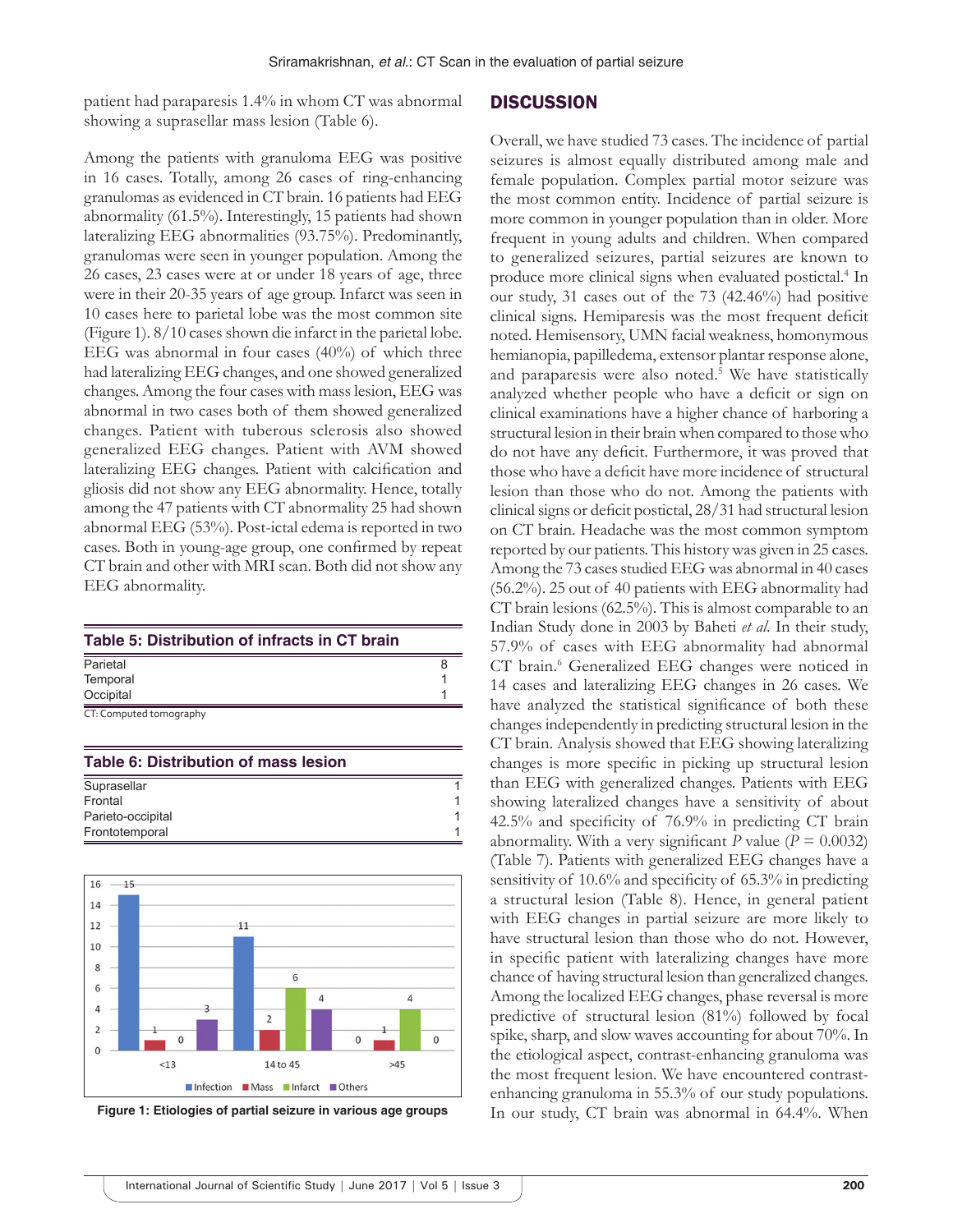patient had paraparesis 1.4% in whom CT was abnormal showing a suprasellar mass lesion (Table 6).

Among the patients with granuloma EEG was positive in 16 cases. Totally, among 26 cases of ring-enhancing granulomas as evidenced in CT brain. 16 patients had EEG abnormality (61.5%). Interestingly, 15 patients had shown lateralizing EEG abnormalities (93.75%). Predominantly, granulomas were seen in younger population. Among the 26 cases, 23 cases were at or under 18 years of age, three were in their 20-35 years of age group. Infarct was seen in 10 cases here to parietal lobe was the most common site (Figure 1). 8/10 cases shown die infarct in the parietal lobe. EEG was abnormal in four cases (40%) of which three had lateralizing EEG changes, and one showed generalized changes. Among the four cases with mass lesion, EEG was abnormal in two cases both of them showed generalized changes. Patient with tuberous sclerosis also showed generalized EEG changes. Patient with AVM showed lateralizing EEG changes. Patient with calcification and gliosis did not show any EEG abnormality. Hence, totally among the 47 patients with CT abnormality 25 had shown abnormal EEG (53%). Post-ictal edema is reported in two cases. Both in young-age group, one confirmed by repeat CT brain and other with MRI scan. Both did not show any EEG abnormality.

**Table 5: Distribution of infracts in CT brain**

| | |
|---|---|
| Parietal | 8 |
| Temporal | 1 |
| Occipital | 1 |

CT: Computed tomography

**Table 6: Distribution of mass lesion**

| | |
|---|---|
| Suprasellar | 1 |
| Frontal | 1 |
| Parieto-occipital | 1 |
| Frontotemporal | 1 |

| Age group | Infection | Mass | Infarct | Others |
|---|---|---|---|---|
| <13 | 15 | 1 | 0 | 3 |
| 14 to 45 | 11 | 2 | 6 | 4 |
| >45 | 0 | 1 | 4 | 0 |

**Figure 1: Etiologies of partial seizure in various age groups**

## DISCUSSION

Overall, we have studied 73 cases. The incidence of partial seizures is almost equally distributed among male and female population. Complex partial motor seizure was the most common entity. Incidence of partial seizure is more common in younger population than in older. More frequent in young adults and children. When compared to generalized seizures, partial seizures are known to produce more clinical signs when evaluated postictal.[4] In our study, 31 cases out of the 73 (42.46%) had positive clinical signs. Hemiparesis was the most frequent deficit noted. Hemisensory, UMN facial weakness, homonymous hemianopia, papilledema, extensor plantar response alone, and paraparesis were also noted.[5] We have statistically analyzed whether people who have a deficit or sign on clinical examinations have a higher chance of harboring a structural lesion in their brain when compared to those who do not have any deficit. Furthermore, it was proved that those who have a deficit have more incidence of structural lesion than those who do not. Among the patients with clinical signs or deficit postictal, 28/31 had structural lesion on CT brain. Headache was the most common symptom reported by our patients. This history was given in 25 cases. Among the 73 cases studied EEG was abnormal in 40 cases (56.2%). 25 out of 40 patients with EEG abnormality had CT brain lesions (62.5%). This is almost comparable to an Indian Study done in 2003 by Baheti *et al.* In their study, 57.9% of cases with EEG abnormality had abnormal CT brain.[6] Generalized EEG changes were noticed in 14 cases and lateralizing EEG changes in 26 cases. We have analyzed the statistical significance of both these changes independently in predicting structural lesion in the CT brain. Analysis showed that EEG showing lateralizing changes is more specific in picking up structural lesion than EEG with generalized changes. Patients with EEG showing lateralized changes have a sensitivity of about 42.5% and specificity of 76.9% in predicting CT brain abnormality. With a very significant $P$ value ($P = 0.0032$) (Table 7). Patients with generalized EEG changes have a sensitivity of 10.6% and specificity of 65.3% in predicting a structural lesion (Table 8). Hence, in general patient with EEG changes in partial seizure are more likely to have structural lesion than those who do not. However, in specific patient with lateralizing changes have more chance of having structural lesion than generalized changes. Among the localized EEG changes, phase reversal is more predictive of structural lesion (81%) followed by focal spike, sharp, and slow waves accounting for about 70%. In the etiological aspect, contrast-enhancing granuloma was the most frequent lesion. We have encountered contrast-enhancing granuloma in 55.3% of our study populations. In our study, CT brain was abnormal in 64.4%. When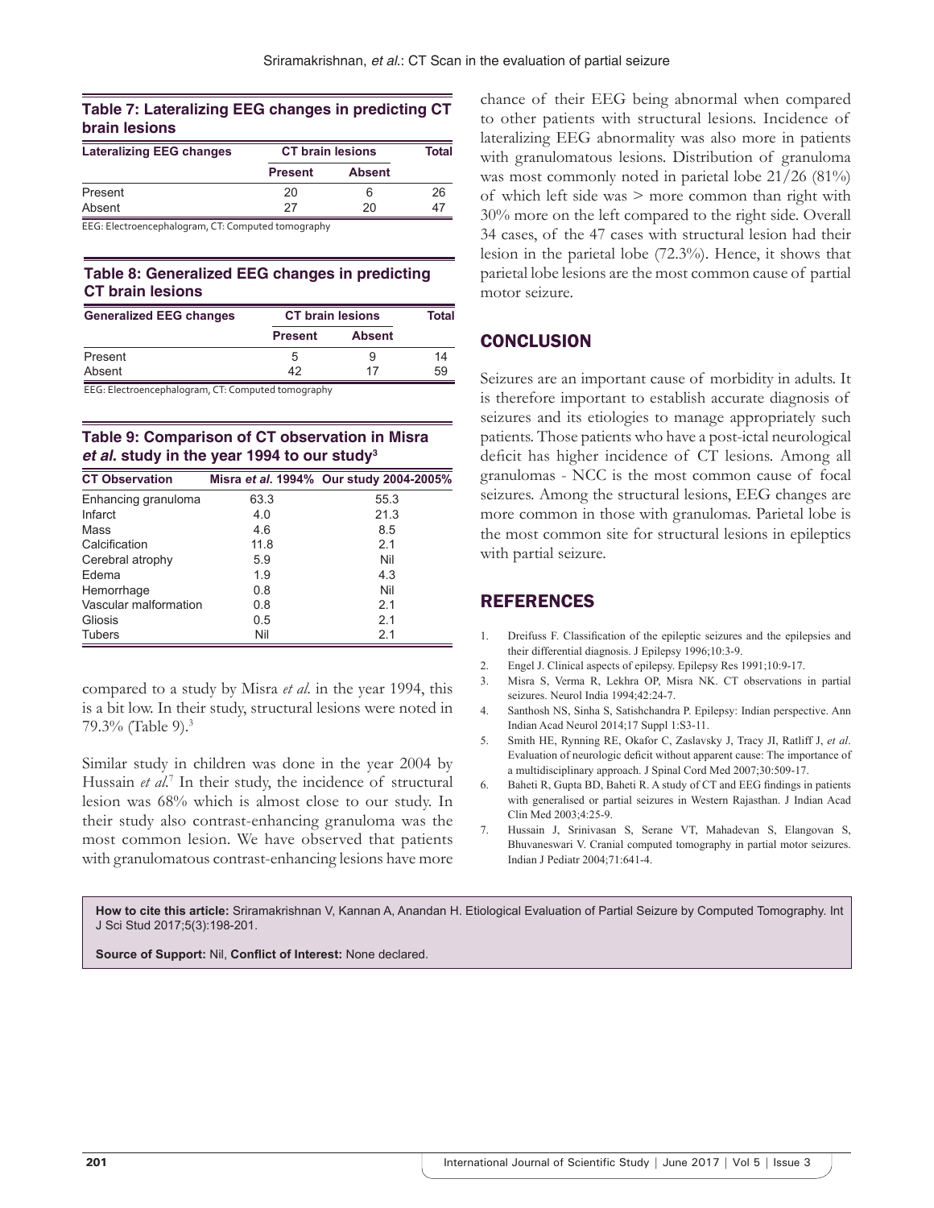**Table 7: Lateralizing EEG changes in predicting CT brain lesions**

| Lateralizing EEG changes | CT brain lesions | | Total |
|---|---|---|---|
| | Present | Absent | |
| Present | 20 | 6 | 26 |
| Absent | 27 | 20 | 47 |

EEG: Electroencephalogram, CT: Computed tomography

**Table 8: Generalized EEG changes in predicting CT brain lesions**

| Generalized EEG changes | CT brain lesions | | Total |
|---|---|---|---|
| | Present | Absent | |
| Present | 5 | 9 | 14 |
| Absent | 42 | 17 | 59 |

EEG: Electroencephalogram, CT: Computed tomography

**Table 9: Comparison of CT observation in Misra *et al*. study in the year 1994 to our study[3]**

| CT Observation | Misra *et al*. 1994% | Our study 2004-2005% |
|---|---|---|
| Enhancing granuloma | 63.3 | 55.3 |
| Infarct | 4.0 | 21.3 |
| Mass | 4.6 | 8.5 |
| Calcification | 11.8 | 2.1 |
| Cerebral atrophy | 5.9 | Nil |
| Edema | 1.9 | 4.3 |
| Hemorrhage | 0.8 | Nil |
| Vascular malformation | 0.8 | 2.1 |
| Gliosis | 0.5 | 2.1 |
| Tubers | Nil | 2.1 |

compared to a study by Misra *et al*. in the year 1994, this is a bit low. In their study, structural lesions were noted in 79.3% (Table 9).[3]

Similar study in children was done in the year 2004 by Hussain *et al*.[7] In their study, the incidence of structural lesion was 68% which is almost close to our study. In their study also contrast-enhancing granuloma was the most common lesion. We have observed that patients with granulomatous contrast-enhancing lesions have more chance of their EEG being abnormal when compared to other patients with structural lesions. Incidence of lateralizing EEG abnormality was also more in patients with granulomatous lesions. Distribution of granuloma was most commonly noted in parietal lobe 21/26 (81%) of which left side was > more common than right with 30% more on the left compared to the right side. Overall 34 cases, of the 47 cases with structural lesion had their lesion in the parietal lobe (72.3%). Hence, it shows that parietal lobe lesions are the most common cause of partial motor seizure.

## CONCLUSION

Seizures are an important cause of morbidity in adults. It is therefore important to establish accurate diagnosis of seizures and its etiologies to manage appropriately such patients. Those patients who have a post-ictal neurological deficit has higher incidence of CT lesions. Among all granulomas - NCC is the most common cause of focal seizures. Among the structural lesions, EEG changes are more common in those with granulomas. Parietal lobe is the most common site for structural lesions in epileptics with partial seizure.

## REFERENCES

1. Dreifuss F. Classification of the epileptic seizures and the epilepsies and their differential diagnosis. J Epilepsy 1996;10:3-9.
2. Engel J. Clinical aspects of epilepsy. Epilepsy Res 1991;10:9-17.
3. Misra S, Verma R, Lekhra OP, Misra NK. CT observations in partial seizures. Neurol India 1994;42:24-7.
4. Santhosh NS, Sinha S, Satishchandra P. Epilepsy: Indian perspective. Ann Indian Acad Neurol 2014;17 Suppl 1:S3-11.
5. Smith HE, Rynning RE, Okafor C, Zaslavsky J, Tracy JI, Ratliff J, *et al*. Evaluation of neurologic deficit without apparent cause: The importance of a multidisciplinary approach. J Spinal Cord Med 2007;30:509-17.
6. Baheti R, Gupta BD, Baheti R. A study of CT and EEG findings in patients with generalised or partial seizures in Western Rajasthan. J Indian Acad Clin Med 2003;4:25-9.
7. Hussain J, Srinivasan S, Serane VT, Mahadevan S, Elangovan S, Bhuvaneswari V. Cranial computed tomography in partial motor seizures. Indian J Pediatr 2004;71:641-4.

**How to cite this article:** Sriramakrishnan V, Kannan A, Anandan H. Etiological Evaluation of Partial Seizure by Computed Tomography. Int J Sci Stud 2017;5(3):198-201.

**Source of Support:** Nil, **Conflict of Interest:** None declared.